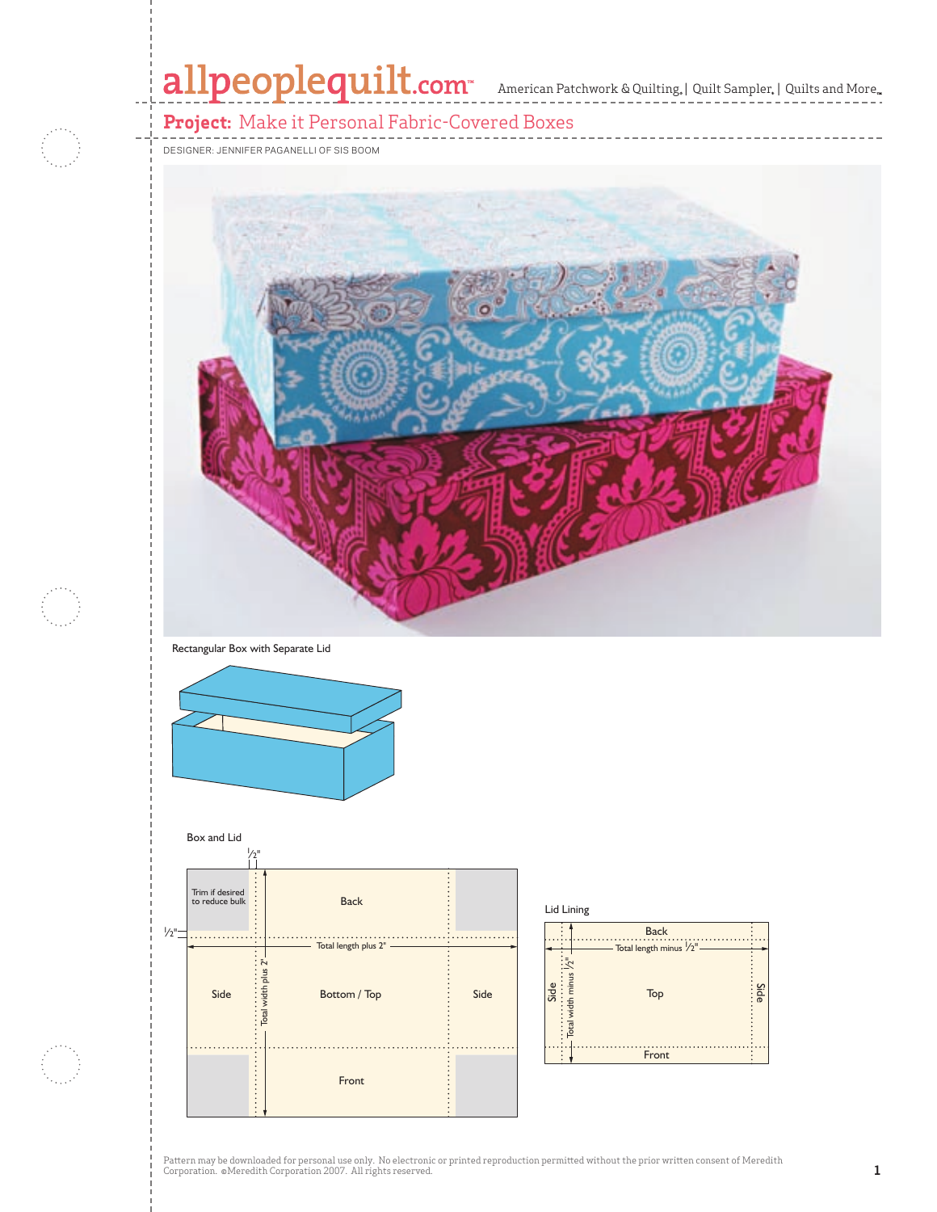allpeoplequilt.com American Patchwork & Quilting | Quilt Sampler | Quilts and More

## Project: Make it Personal Fabric-Covered Boxes

DESIGNER: JENNIFER PAGANELLI OF SIS BOOM

Rectangular Box with Separate Lid

Box and Lid

½"

Trim if desired to reduce bulk

½"

Back

Total length plus 2"

Total width plus 2"

Side

Bottom / Top

Side

Front

Lid Lining

Back

Total length minus ½"

Total width minus ½"

Side

Top

Side

Front

Pattern may be downloaded for personal use only. No electronic or printed reproduction permitted without the prior written consent of Meredith Corporation. ©Meredith Corporation 2007. All rights reserved.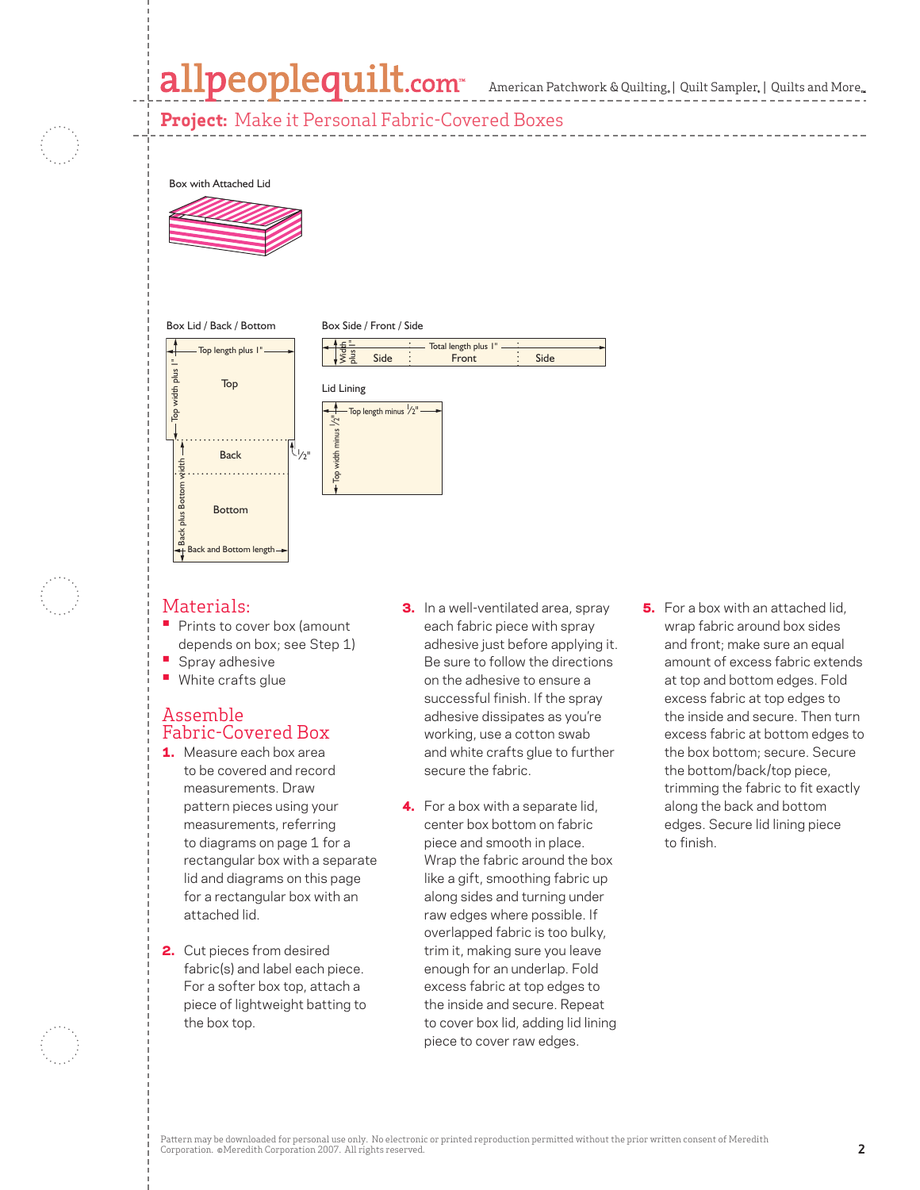## Project: Make it Personal Fabric-Covered Boxes

Box with Attached Lid

Box Lid / Back / Bottom

Top length plus 1"

Top width plus 1"

Top

Back

1/2"

Bottom

Back plus Bottom width

Back and Bottom length

Box Side / Front / Side

Width plus 1"

Side

Total length plus 1"

Front

Side

Lid Lining

Top length minus 1/2"

Top width minus 1/2"

## Materials:

- Prints to cover box (amount depends on box; see Step 1)
- Spray adhesive
- White crafts glue

## Assemble Fabric-Covered Box

1. Measure each box area to be covered and record measurements. Draw pattern pieces using your measurements, referring to diagrams on page 1 for a rectangular box with a separate lid and diagrams on this page for a rectangular box with an attached lid.

2. Cut pieces from desired fabric(s) and label each piece. For a softer box top, attach a piece of lightweight batting to the box top.

3. In a well-ventilated area, spray each fabric piece with spray adhesive just before applying it. Be sure to follow the directions on the adhesive to ensure a successful finish. If the spray adhesive dissipates as you're working, use a cotton swab and white crafts glue to further secure the fabric.

4. For a box with a separate lid, center box bottom on fabric piece and smooth in place. Wrap the fabric around the box like a gift, smoothing fabric up along sides and turning under raw edges where possible. If overlapped fabric is too bulky, trim it, making sure you leave enough for an underlap. Fold excess fabric at top edges to the inside and secure. Repeat to cover box lid, adding lid lining piece to cover raw edges.

5. For a box with an attached lid, wrap fabric around box sides and front; make sure an equal amount of excess fabric extends at top and bottom edges. Fold excess fabric at top edges to the inside and secure. Then turn excess fabric at bottom edges to the box bottom; secure. Secure the bottom/back/top piece, trimming the fabric to fit exactly along the back and bottom edges. Secure lid lining piece to finish.

Pattern may be downloaded for personal use only. No electronic or printed reproduction permitted without the prior written consent of Meredith Corporation. ©Meredith Corporation 2007. All rights reserved.